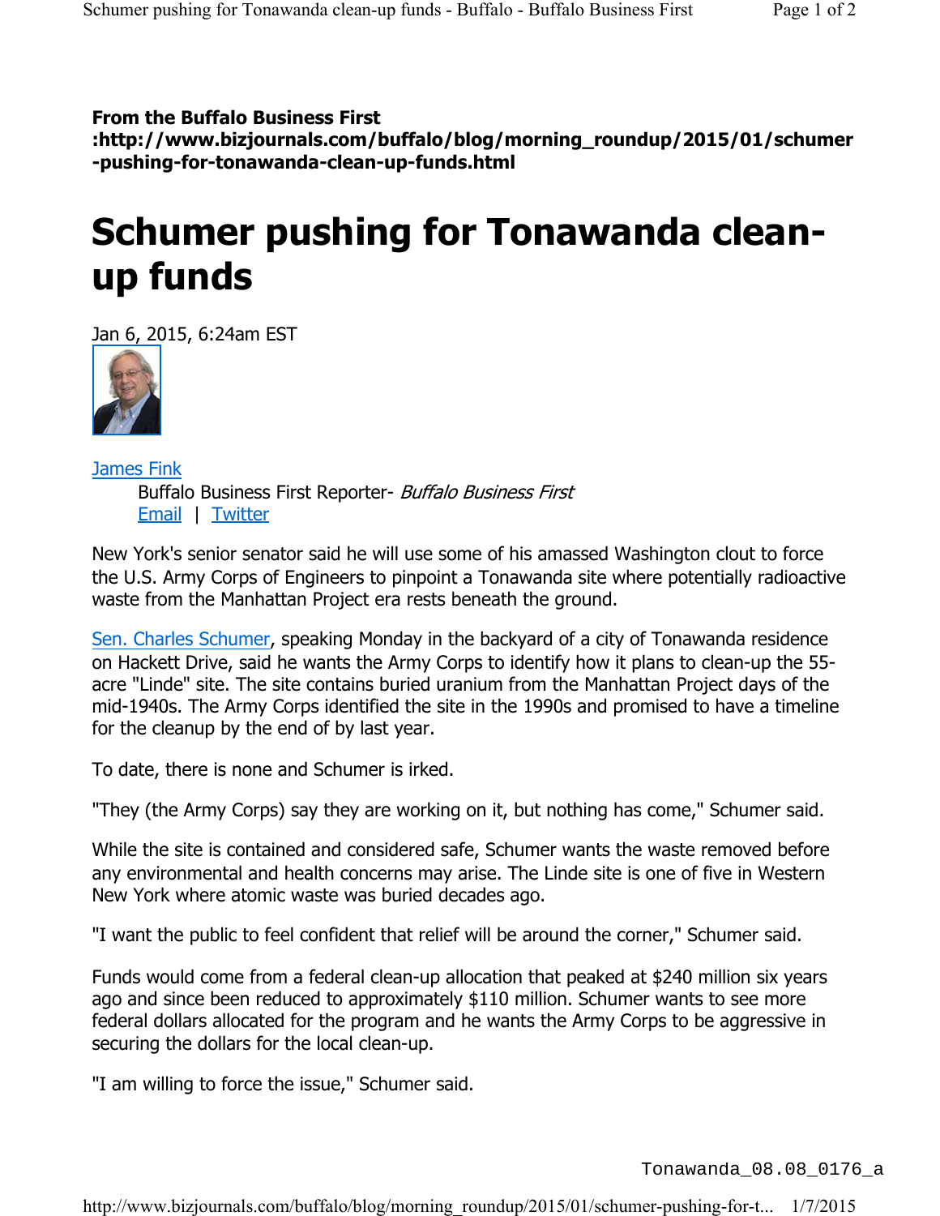**From the Buffalo Business First :http://www.bizjournals.com/buffalo/blog/morning_roundup/2015/01/schumer-pushing-for-tonawanda-clean-up-funds.html**

# Schumer pushing for Tonawanda clean-up funds

Jan 6, 2015, 6:24am EST

James Fink
Buffalo Business First Reporter- *Buffalo Business First*
Email | Twitter

New York's senior senator said he will use some of his amassed Washington clout to force the U.S. Army Corps of Engineers to pinpoint a Tonawanda site where potentially radioactive waste from the Manhattan Project era rests beneath the ground.

Sen. Charles Schumer, speaking Monday in the backyard of a city of Tonawanda residence on Hackett Drive, said he wants the Army Corps to identify how it plans to clean-up the 55-acre "Linde" site. The site contains buried uranium from the Manhattan Project days of the mid-1940s. The Army Corps identified the site in the 1990s and promised to have a timeline for the cleanup by the end of by last year.

To date, there is none and Schumer is irked.

"They (the Army Corps) say they are working on it, but nothing has come," Schumer said.

While the site is contained and considered safe, Schumer wants the waste removed before any environmental and health concerns may arise. The Linde site is one of five in Western New York where atomic waste was buried decades ago.

"I want the public to feel confident that relief will be around the corner," Schumer said.

Funds would come from a federal clean-up allocation that peaked at $240 million six years ago and since been reduced to approximately $110 million. Schumer wants to see more federal dollars allocated for the program and he wants the Army Corps to be aggressive in securing the dollars for the local clean-up.

"I am willing to force the issue," Schumer said.

Tonawanda_08.08_0176_a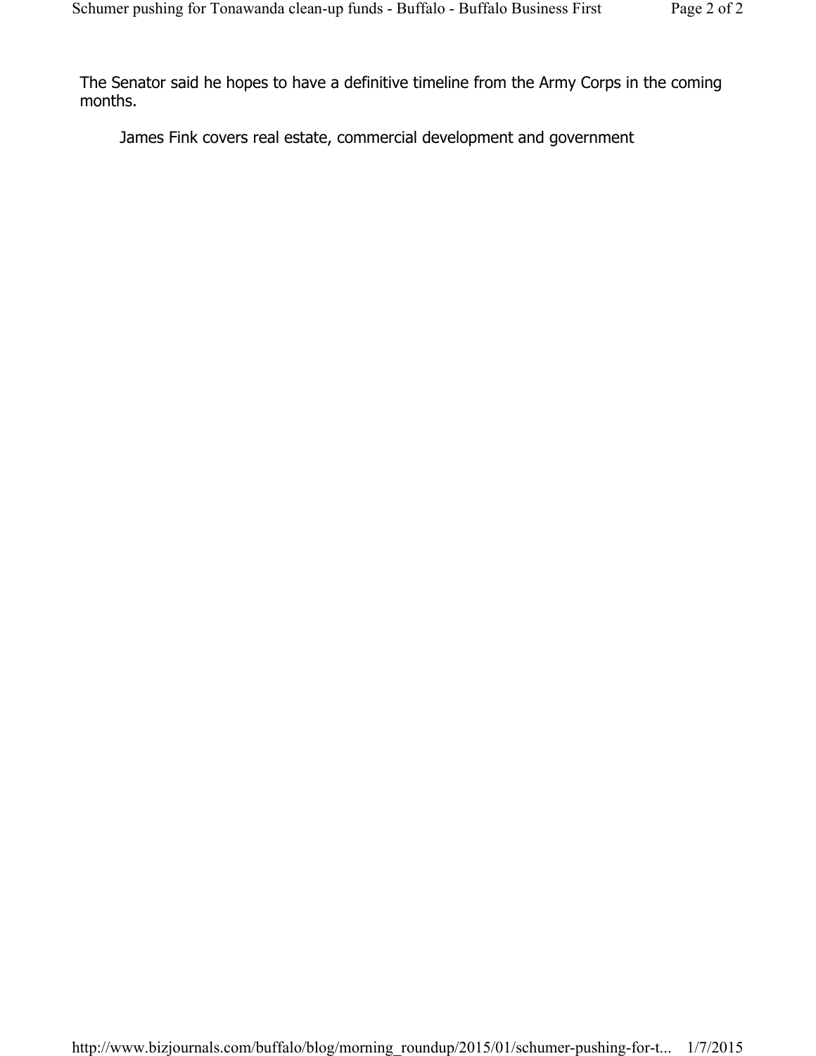The Senator said he hopes to have a definitive timeline from the Army Corps in the coming months.

James Fink covers real estate, commercial development and government